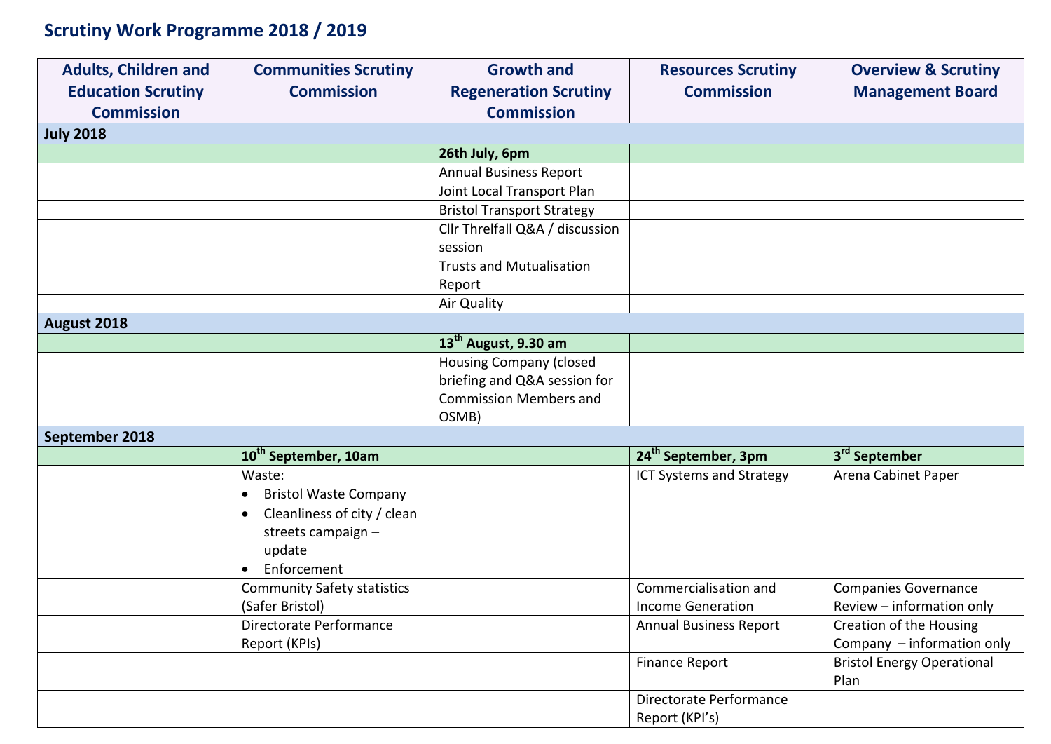# Scrutiny Work Programme 2018 / 2019

| Adults, Children and Education Scrutiny Commission | Communities Scrutiny Commission | Growth and Regeneration Scrutiny Commission | Resources Scrutiny Commission | Overview & Scrutiny Management Board |
|---|---|---|---|---|
| **July 2018** | | | | |
| | | **26th July, 6pm** | | |
| | | Annual Business Report | | |
| | | Joint Local Transport Plan | | |
| | | Bristol Transport Strategy | | |
| | | Cllr Threlfall Q&A / discussion session | | |
| | | Trusts and Mutualisation Report | | |
| | | Air Quality | | |
| **August 2018** | | | | |
| | | **13th August, 9.30 am** | | |
| | | Housing Company (closed briefing and Q&A session for Commission Members and OSMB) | | |
| **September 2018** | | | | |
| | **10th September, 10am** | | **24th September, 3pm** | **3rd September** |
| | Waste: <br>• Bristol Waste Company <br>• Cleanliness of city / clean streets campaign – update <br>• Enforcement | | ICT Systems and Strategy | Arena Cabinet Paper |
| | Community Safety statistics (Safer Bristol) | | Commercialisation and Income Generation | Companies Governance Review – information only |
| | Directorate Performance Report (KPIs) | | Annual Business Report | Creation of the Housing Company – information only |
| | | | Finance Report | Bristol Energy Operational Plan |
| | | | Directorate Performance Report (KPI's) | |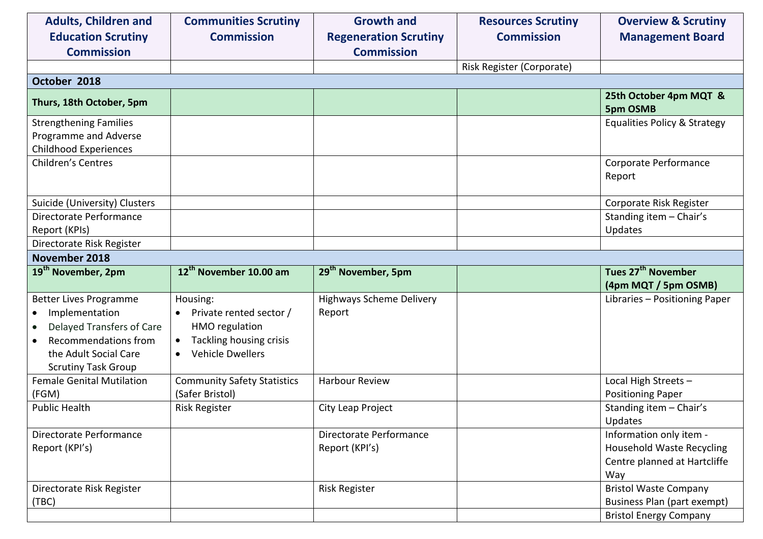| Adults, Children and Education Scrutiny Commission | Communities Scrutiny Commission | Growth and Regeneration Scrutiny Commission | Resources Scrutiny Commission | Overview & Scrutiny Management Board |
|---|---|---|---|---|
| | | | Risk Register (Corporate) | |
| **October 2018** | | | | |
| **Thurs, 18th October, 5pm** | | | | **25th October 4pm MQT & 5pm OSMB** |
| Strengthening Families Programme and Adverse Childhood Experiences | | | | Equalities Policy & Strategy |
| Children's Centres | | | | Corporate Performance Report |
| Suicide (University) Clusters | | | | Corporate Risk Register |
| Directorate Performance Report (KPIs) | | | | Standing item – Chair's Updates |
| Directorate Risk Register | | | | |
| **November 2018** | | | | |
| **19th November, 2pm** | **12th November 10.00 am** | **29th November, 5pm** | | **Tues 27th November (4pm MQT / 5pm OSMB)** |
| Better Lives Programme<br>• Implementation<br>• Delayed Transfers of Care<br>• Recommendations from the Adult Social Care Scrutiny Task Group | Housing:<br>• Private rented sector / HMO regulation<br>• Tackling housing crisis<br>• Vehicle Dwellers | Highways Scheme Delivery Report | | Libraries – Positioning Paper |
| Female Genital Mutilation (FGM) | Community Safety Statistics (Safer Bristol) | Harbour Review | | Local High Streets – Positioning Paper |
| Public Health | Risk Register | City Leap Project | | Standing item – Chair's Updates |
| Directorate Performance Report (KPI's) | | Directorate Performance Report (KPI's) | | Information only item - Household Waste Recycling Centre planned at Hartcliffe Way |
| Directorate Risk Register (TBC) | | Risk Register | | Bristol Waste Company Business Plan (part exempt) |
| | | | | Bristol Energy Company |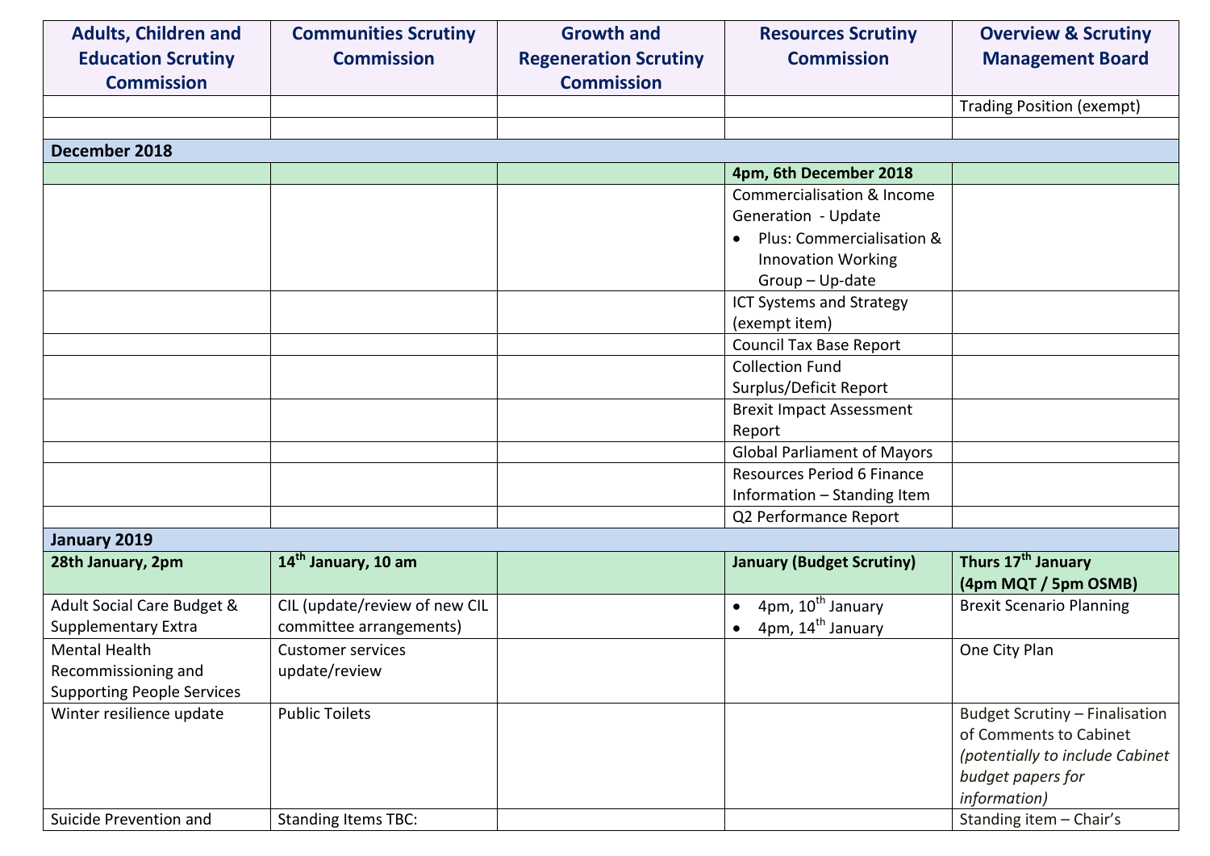| Adults, Children and Education Scrutiny Commission | Communities Scrutiny Commission | Growth and Regeneration Scrutiny Commission | Resources Scrutiny Commission | Overview & Scrutiny Management Board |
|---|---|---|---|---|
| | | | | Trading Position (exempt) |
| | | | | |
| **December 2018** | | | | |
| | | | **4pm, 6th December 2018** | |
| | | | Commercialisation & Income Generation - Update<br>• Plus: Commercialisation & Innovation Working Group – Up-date | |
| | | | ICT Systems and Strategy (exempt item) | |
| | | | Council Tax Base Report | |
| | | | Collection Fund Surplus/Deficit Report | |
| | | | Brexit Impact Assessment Report | |
| | | | Global Parliament of Mayors | |
| | | | Resources Period 6 Finance Information – Standing Item | |
| | | | Q2 Performance Report | |
| **January 2019** | | | | |
| **28th January, 2pm** | **14th January, 10 am** | | **January (Budget Scrutiny)** | **Thurs 17th January (4pm MQT / 5pm OSMB)** |
| Adult Social Care Budget & Supplementary Extra | CIL (update/review of new CIL committee arrangements) | | • 4pm, 10th January<br>• 4pm, 14th January | Brexit Scenario Planning |
| Mental Health Recommissioning and Supporting People Services | Customer services update/review | | | One City Plan |
| Winter resilience update | Public Toilets | | | Budget Scrutiny – Finalisation of Comments to Cabinet *(potentially to include Cabinet budget papers for information)* |
| Suicide Prevention and | Standing Items TBC: | | | Standing item – Chair's |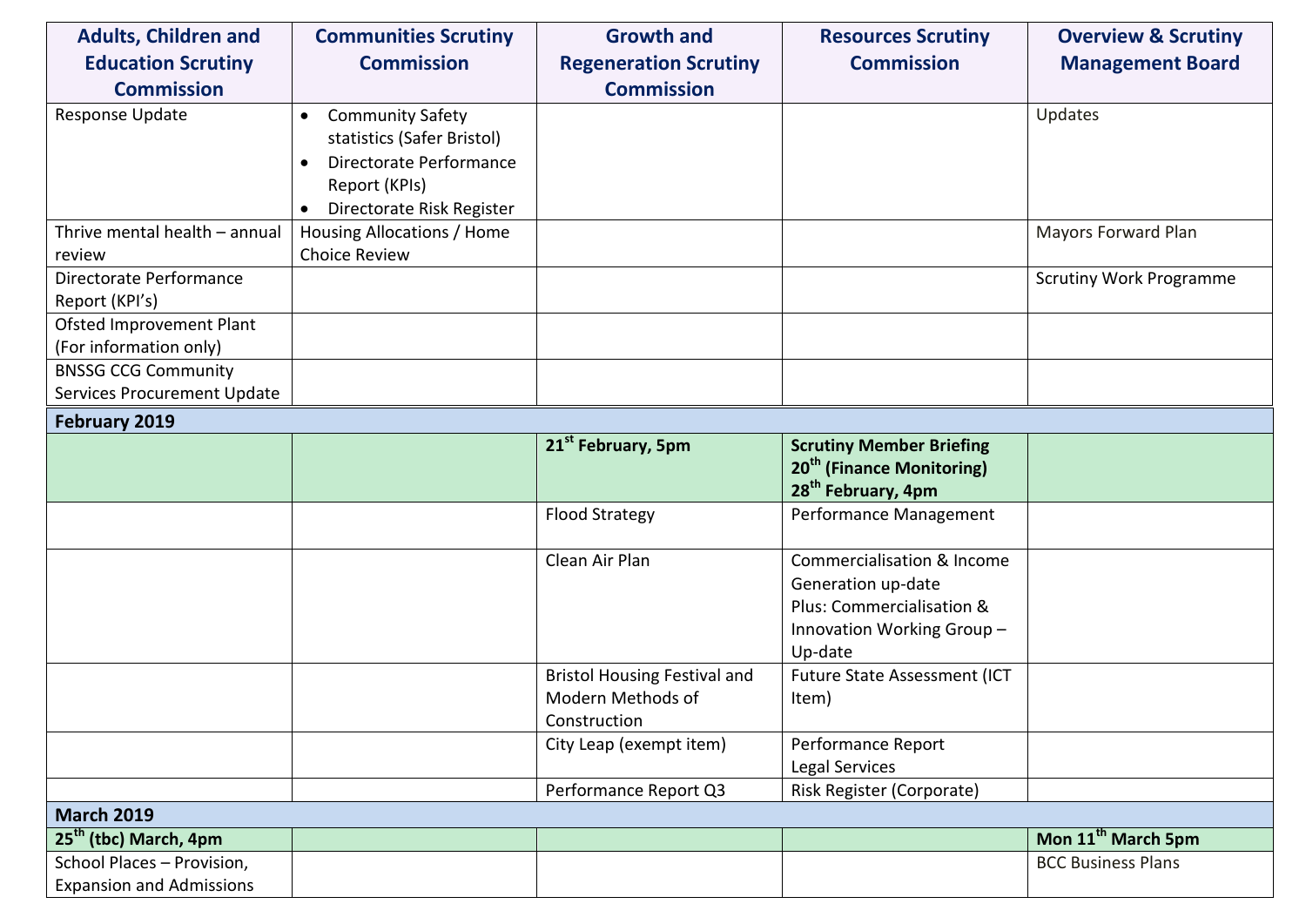| Adults, Children and Education Scrutiny Commission | Communities Scrutiny Commission | Growth and Regeneration Scrutiny Commission | Resources Scrutiny Commission | Overview & Scrutiny Management Board |
|---|---|---|---|---|
| Response Update | • Community Safety statistics (Safer Bristol)<br>• Directorate Performance Report (KPIs)<br>• Directorate Risk Register | | | Updates |
| Thrive mental health – annual review | Housing Allocations / Home Choice Review | | | Mayors Forward Plan |
| Directorate Performance Report (KPI's) | | | | Scrutiny Work Programme |
| Ofsted Improvement Plant (For information only) | | | | |
| BNSSG CCG Community Services Procurement Update | | | | |
| **February 2019** | | | | |
| | | **21st February, 5pm** | **Scrutiny Member Briefing 20th (Finance Monitoring) 28th February, 4pm** | |
| | | Flood Strategy | Performance Management | |
| | | Clean Air Plan | Commercialisation & Income Generation up-date<br>Plus: Commercialisation & Innovation Working Group – Up-date | |
| | | Bristol Housing Festival and Modern Methods of Construction | Future State Assessment (ICT Item) | |
| | | City Leap (exempt item) | Performance Report<br>Legal Services | |
| | | Performance Report Q3 | Risk Register (Corporate) | |
| **March 2019** | | | | |
| **25th (tbc) March, 4pm** | | | | **Mon 11th March 5pm** |
| School Places – Provision, Expansion and Admissions | | | | BCC Business Plans |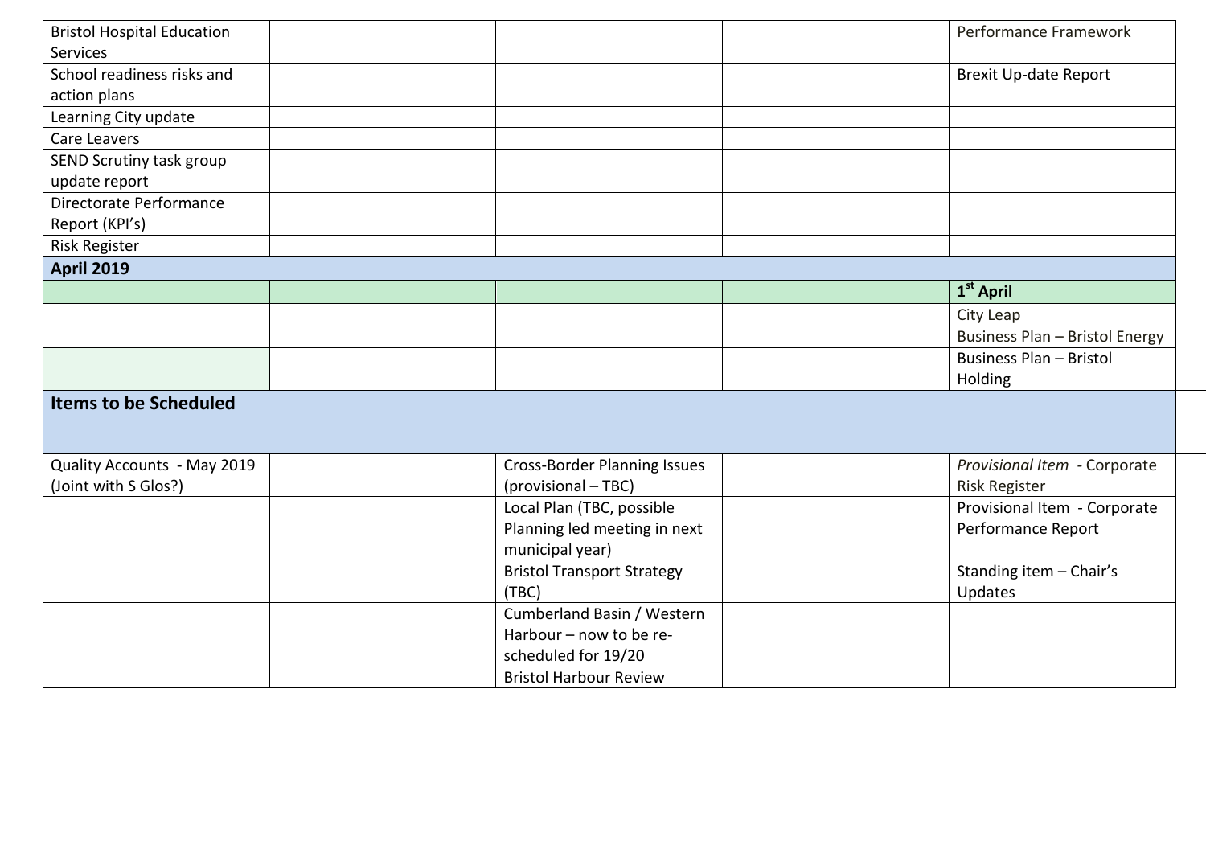| | | | | |
|---|---|---|---|---|
| Bristol Hospital Education Services | | | | Performance Framework |
| School readiness risks and action plans | | | | Brexit Up-date Report |
| Learning City update | | | | |
| Care Leavers | | | | |
| SEND Scrutiny task group update report | | | | |
| Directorate Performance Report (KPI's) | | | | |
| Risk Register | | | | |
| **April 2019** | | | | |
| | | | | **1st April** |
| | | | | City Leap |
| | | | | Business Plan – Bristol Energy |
| | | | | Business Plan – Bristol Holding |
| **Items to be Scheduled** | | | | |
| Quality Accounts - May 2019 (Joint with S Glos?) | | Cross-Border Planning Issues (provisional – TBC) | | *Provisional Item* - Corporate Risk Register |
| | | Local Plan (TBC, possible Planning led meeting in next municipal year) | | Provisional Item - Corporate Performance Report |
| | | Bristol Transport Strategy (TBC) | | Standing item – Chair's Updates |
| | | Cumberland Basin / Western Harbour – now to be re-scheduled for 19/20 | | |
| | | Bristol Harbour Review | | |